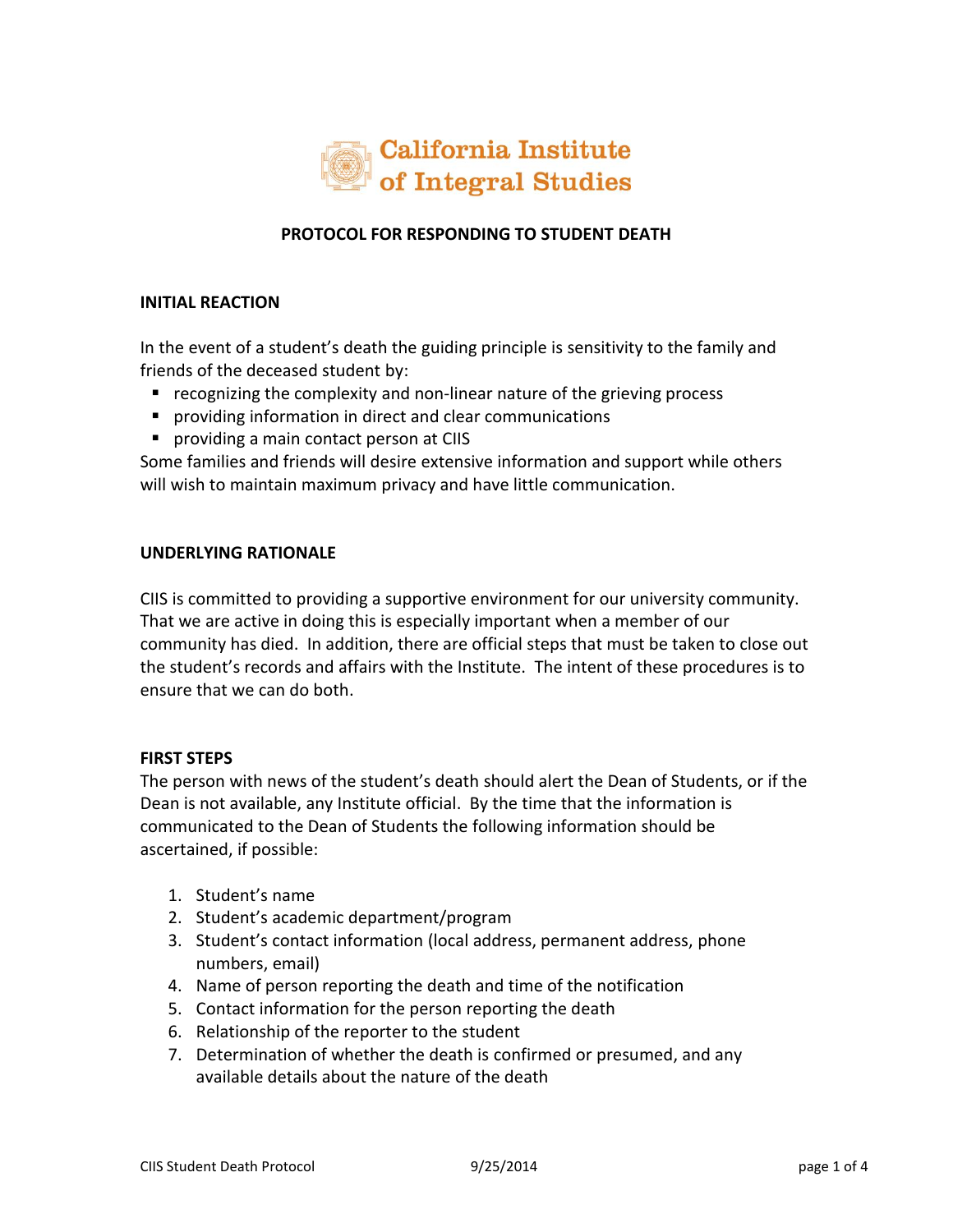California Institute of Integral Studies

# PROTOCOL FOR RESPONDING TO STUDENT DEATH

## INITIAL REACTION

In the event of a student's death the guiding principle is sensitivity to the family and friends of the deceased student by:

- recognizing the complexity and non-linear nature of the grieving process
- providing information in direct and clear communications
- providing a main contact person at CIIS

Some families and friends will desire extensive information and support while others will wish to maintain maximum privacy and have little communication.

## UNDERLYING RATIONALE

CIIS is committed to providing a supportive environment for our university community. That we are active in doing this is especially important when a member of our community has died. In addition, there are official steps that must be taken to close out the student's records and affairs with the Institute. The intent of these procedures is to ensure that we can do both.

## FIRST STEPS

The person with news of the student's death should alert the Dean of Students, or if the Dean is not available, any Institute official. By the time that the information is communicated to the Dean of Students the following information should be ascertained, if possible:

1. Student's name
2. Student's academic department/program
3. Student's contact information (local address, permanent address, phone numbers, email)
4. Name of person reporting the death and time of the notification
5. Contact information for the person reporting the death
6. Relationship of the reporter to the student
7. Determination of whether the death is confirmed or presumed, and any available details about the nature of the death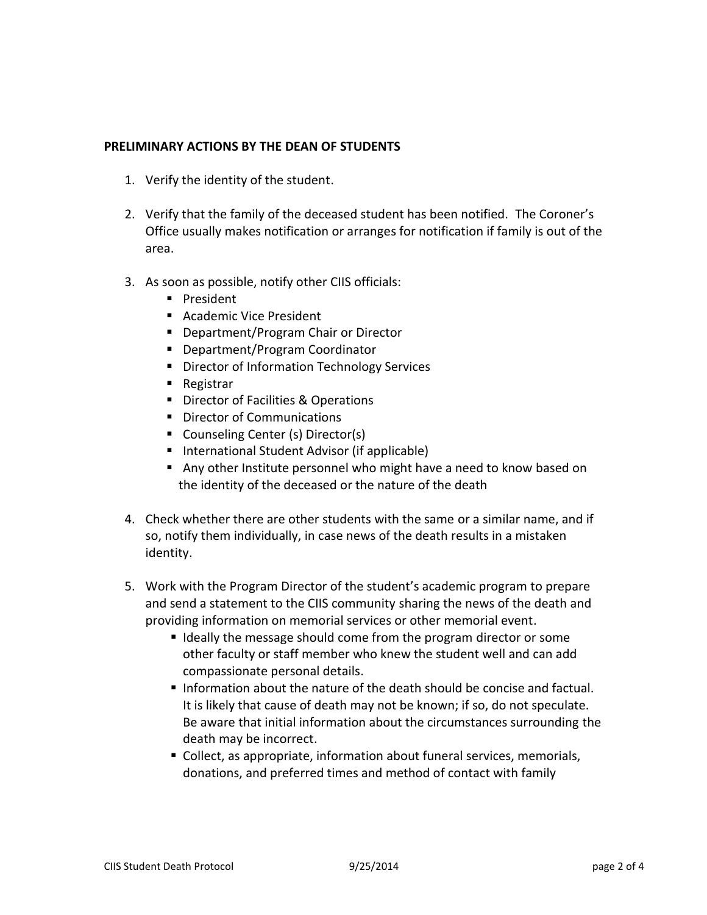**PRELIMINARY ACTIONS BY THE DEAN OF STUDENTS**

1. Verify the identity of the student.

2. Verify that the family of the deceased student has been notified. The Coroner's Office usually makes notification or arranges for notification if family is out of the area.

3. As soon as possible, notify other CIIS officials:
   - President
   - Academic Vice President
   - Department/Program Chair or Director
   - Department/Program Coordinator
   - Director of Information Technology Services
   - Registrar
   - Director of Facilities & Operations
   - Director of Communications
   - Counseling Center (s) Director(s)
   - International Student Advisor (if applicable)
   - Any other Institute personnel who might have a need to know based on the identity of the deceased or the nature of the death

4. Check whether there are other students with the same or a similar name, and if so, notify them individually, in case news of the death results in a mistaken identity.

5. Work with the Program Director of the student's academic program to prepare and send a statement to the CIIS community sharing the news of the death and providing information on memorial services or other memorial event.
   - Ideally the message should come from the program director or some other faculty or staff member who knew the student well and can add compassionate personal details.
   - Information about the nature of the death should be concise and factual. It is likely that cause of death may not be known; if so, do not speculate. Be aware that initial information about the circumstances surrounding the death may be incorrect.
   - Collect, as appropriate, information about funeral services, memorials, donations, and preferred times and method of contact with family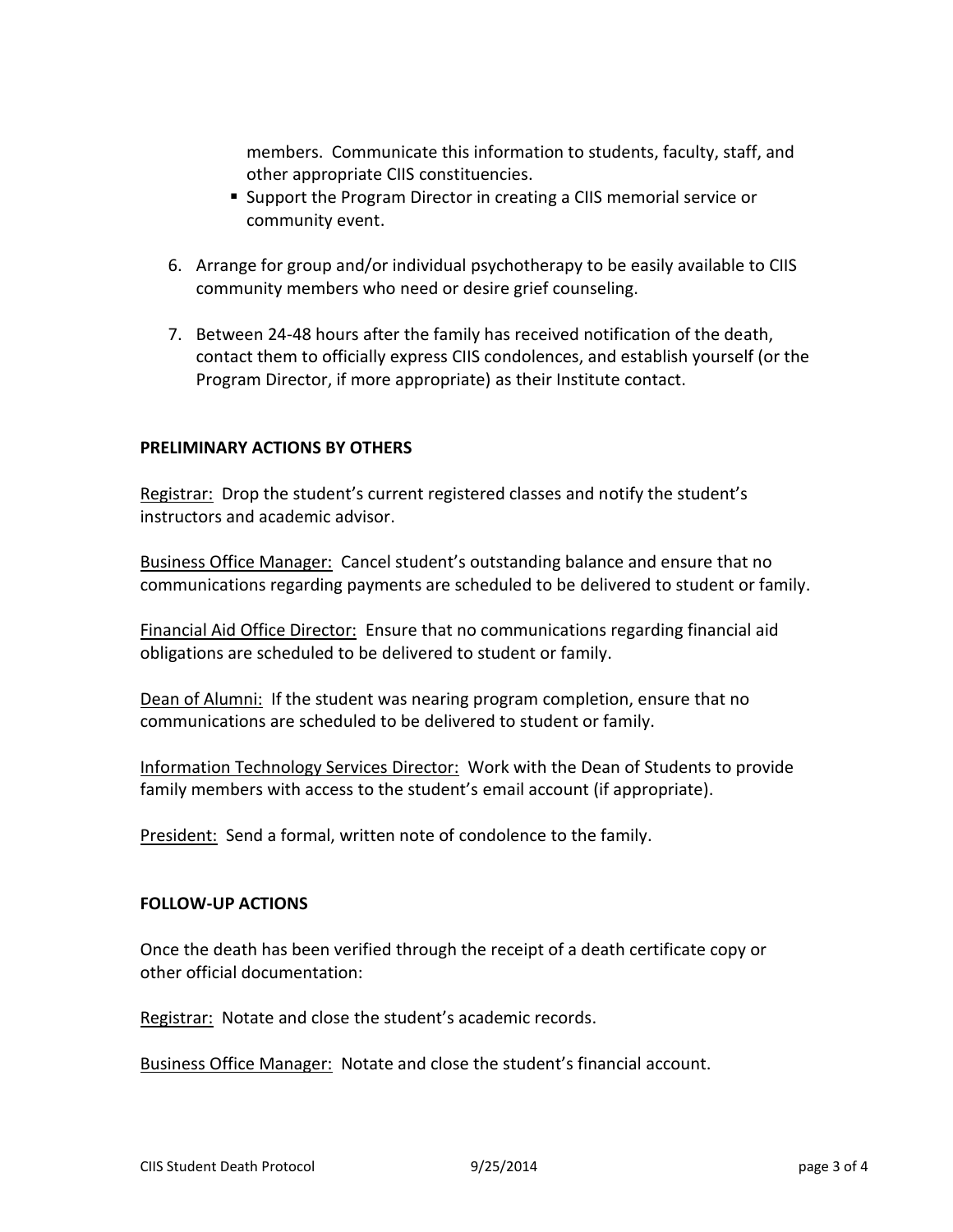members. Communicate this information to students, faculty, staff, and other appropriate CIIS constituencies.

- Support the Program Director in creating a CIIS memorial service or community event.

6. Arrange for group and/or individual psychotherapy to be easily available to CIIS community members who need or desire grief counseling.

7. Between 24-48 hours after the family has received notification of the death, contact them to officially express CIIS condolences, and establish yourself (or the Program Director, if more appropriate) as their Institute contact.

**PRELIMINARY ACTIONS BY OTHERS**

Registrar: Drop the student's current registered classes and notify the student's instructors and academic advisor.

Business Office Manager: Cancel student's outstanding balance and ensure that no communications regarding payments are scheduled to be delivered to student or family.

Financial Aid Office Director: Ensure that no communications regarding financial aid obligations are scheduled to be delivered to student or family.

Dean of Alumni: If the student was nearing program completion, ensure that no communications are scheduled to be delivered to student or family.

Information Technology Services Director: Work with the Dean of Students to provide family members with access to the student's email account (if appropriate).

President: Send a formal, written note of condolence to the family.

**FOLLOW-UP ACTIONS**

Once the death has been verified through the receipt of a death certificate copy or other official documentation:

Registrar: Notate and close the student's academic records.

Business Office Manager: Notate and close the student's financial account.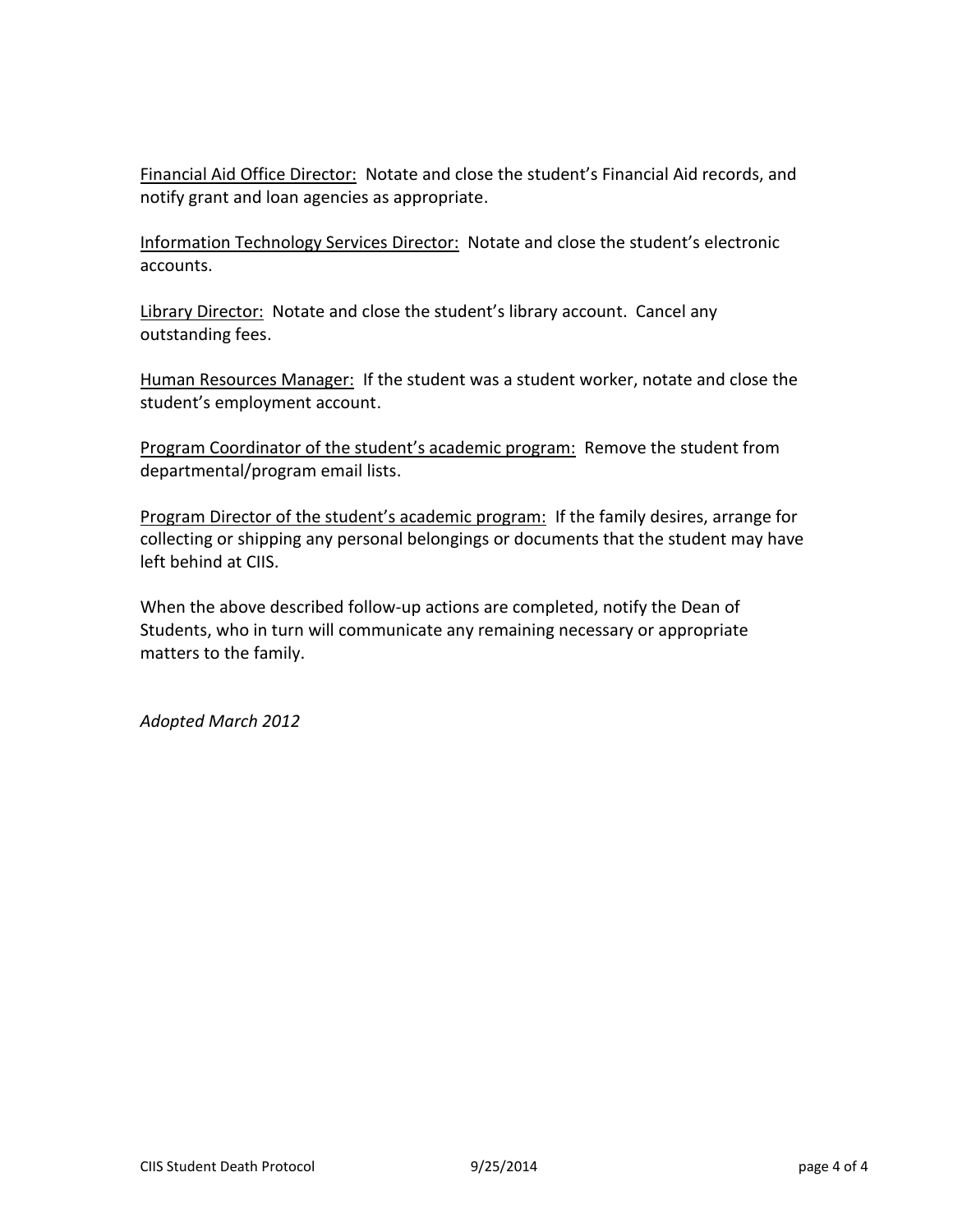Financial Aid Office Director: Notate and close the student's Financial Aid records, and notify grant and loan agencies as appropriate.

Information Technology Services Director: Notate and close the student's electronic accounts.

Library Director: Notate and close the student's library account. Cancel any outstanding fees.

Human Resources Manager: If the student was a student worker, notate and close the student's employment account.

Program Coordinator of the student's academic program: Remove the student from departmental/program email lists.

Program Director of the student's academic program: If the family desires, arrange for collecting or shipping any personal belongings or documents that the student may have left behind at CIIS.

When the above described follow-up actions are completed, notify the Dean of Students, who in turn will communicate any remaining necessary or appropriate matters to the family.

*Adopted March 2012*